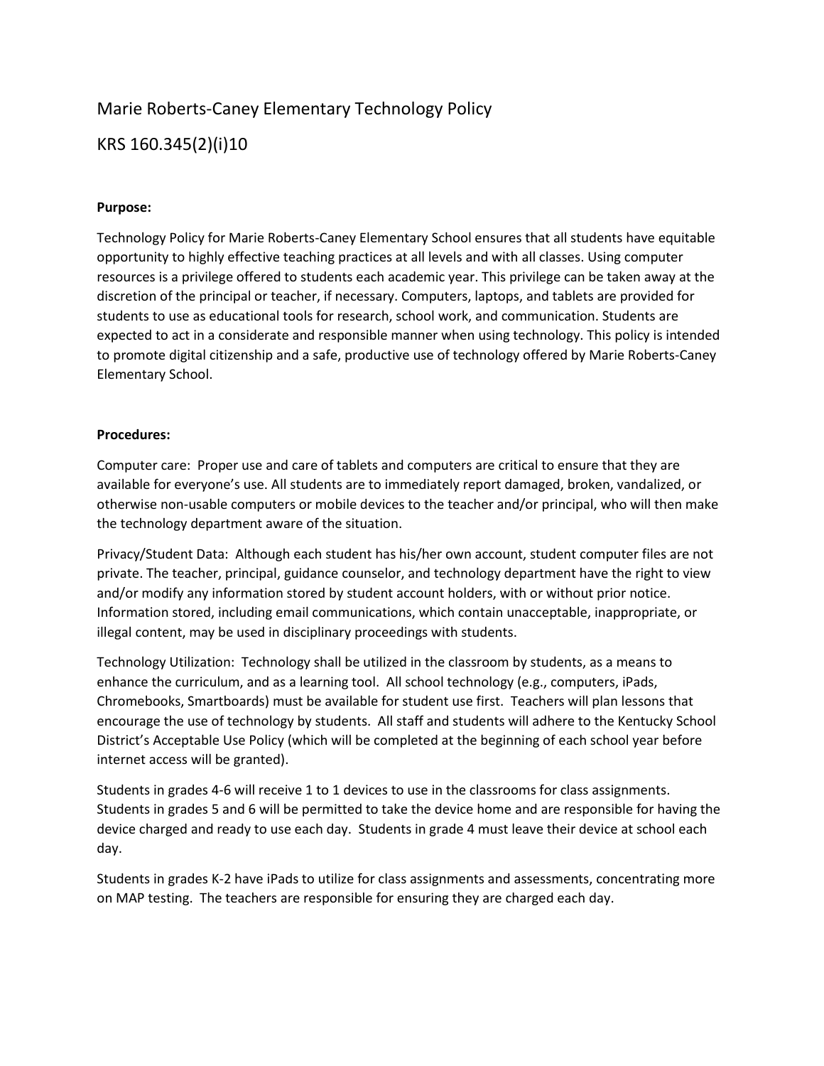# Marie Roberts-Caney Elementary Technology Policy

# KRS 160.345(2)(i)10

**Purpose:**

Technology Policy for Marie Roberts-Caney Elementary School ensures that all students have equitable opportunity to highly effective teaching practices at all levels and with all classes. Using computer resources is a privilege offered to students each academic year. This privilege can be taken away at the discretion of the principal or teacher, if necessary. Computers, laptops, and tablets are provided for students to use as educational tools for research, school work, and communication. Students are expected to act in a considerate and responsible manner when using technology. This policy is intended to promote digital citizenship and a safe, productive use of technology offered by Marie Roberts-Caney Elementary School.

**Procedures:**

Computer care: Proper use and care of tablets and computers are critical to ensure that they are available for everyone's use. All students are to immediately report damaged, broken, vandalized, or otherwise non-usable computers or mobile devices to the teacher and/or principal, who will then make the technology department aware of the situation.

Privacy/Student Data: Although each student has his/her own account, student computer files are not private. The teacher, principal, guidance counselor, and technology department have the right to view and/or modify any information stored by student account holders, with or without prior notice. Information stored, including email communications, which contain unacceptable, inappropriate, or illegal content, may be used in disciplinary proceedings with students.

Technology Utilization: Technology shall be utilized in the classroom by students, as a means to enhance the curriculum, and as a learning tool. All school technology (e.g., computers, iPads, Chromebooks, Smartboards) must be available for student use first. Teachers will plan lessons that encourage the use of technology by students. All staff and students will adhere to the Kentucky School District's Acceptable Use Policy (which will be completed at the beginning of each school year before internet access will be granted).

Students in grades 4-6 will receive 1 to 1 devices to use in the classrooms for class assignments. Students in grades 5 and 6 will be permitted to take the device home and are responsible for having the device charged and ready to use each day. Students in grade 4 must leave their device at school each day.

Students in grades K-2 have iPads to utilize for class assignments and assessments, concentrating more on MAP testing. The teachers are responsible for ensuring they are charged each day.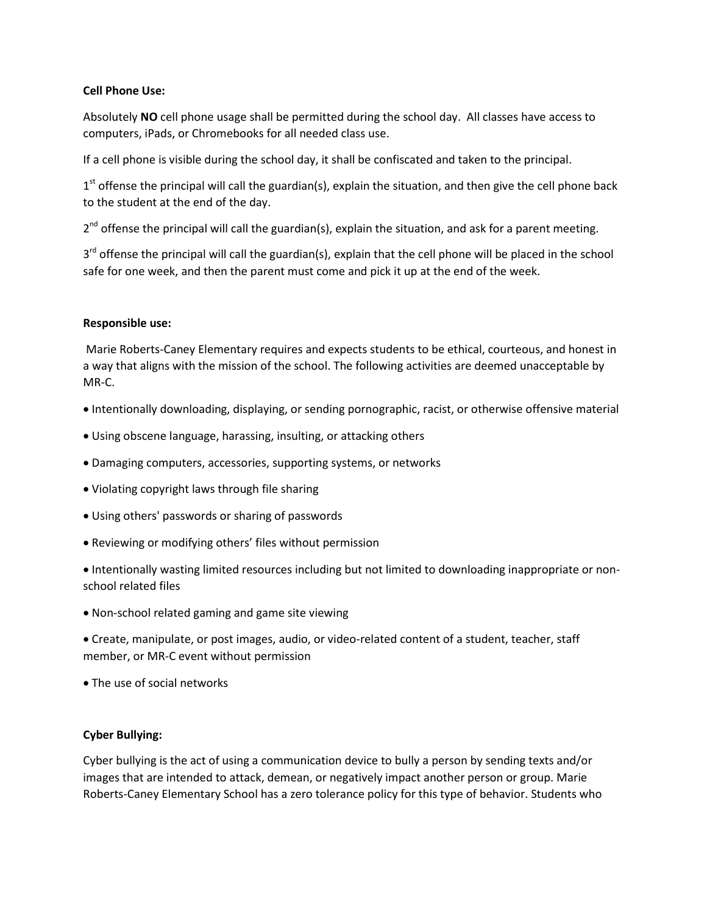**Cell Phone Use:**

Absolutely **NO** cell phone usage shall be permitted during the school day. All classes have access to computers, iPads, or Chromebooks for all needed class use.

If a cell phone is visible during the school day, it shall be confiscated and taken to the principal.

1st offense the principal will call the guardian(s), explain the situation, and then give the cell phone back to the student at the end of the day.

2nd offense the principal will call the guardian(s), explain the situation, and ask for a parent meeting.

3rd offense the principal will call the guardian(s), explain that the cell phone will be placed in the school safe for one week, and then the parent must come and pick it up at the end of the week.

**Responsible use:**

Marie Roberts-Caney Elementary requires and expects students to be ethical, courteous, and honest in a way that aligns with the mission of the school. The following activities are deemed unacceptable by MR-C.

- Intentionally downloading, displaying, or sending pornographic, racist, or otherwise offensive material
- Using obscene language, harassing, insulting, or attacking others
- Damaging computers, accessories, supporting systems, or networks
- Violating copyright laws through file sharing
- Using others' passwords or sharing of passwords
- Reviewing or modifying others' files without permission
- Intentionally wasting limited resources including but not limited to downloading inappropriate or non-school related files
- Non-school related gaming and game site viewing
- Create, manipulate, or post images, audio, or video-related content of a student, teacher, staff member, or MR-C event without permission
- The use of social networks

**Cyber Bullying:**

Cyber bullying is the act of using a communication device to bully a person by sending texts and/or images that are intended to attack, demean, or negatively impact another person or group. Marie Roberts-Caney Elementary School has a zero tolerance policy for this type of behavior. Students who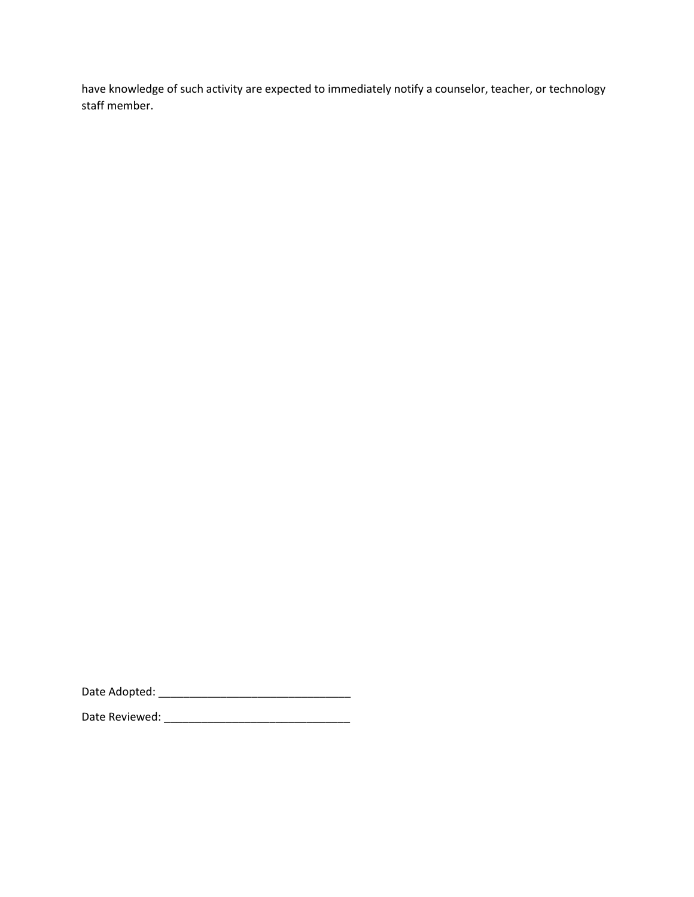have knowledge of such activity are expected to immediately notify a counselor, teacher, or technology staff member.

Date Adopted: ______________________________

Date Reviewed: ______________________________